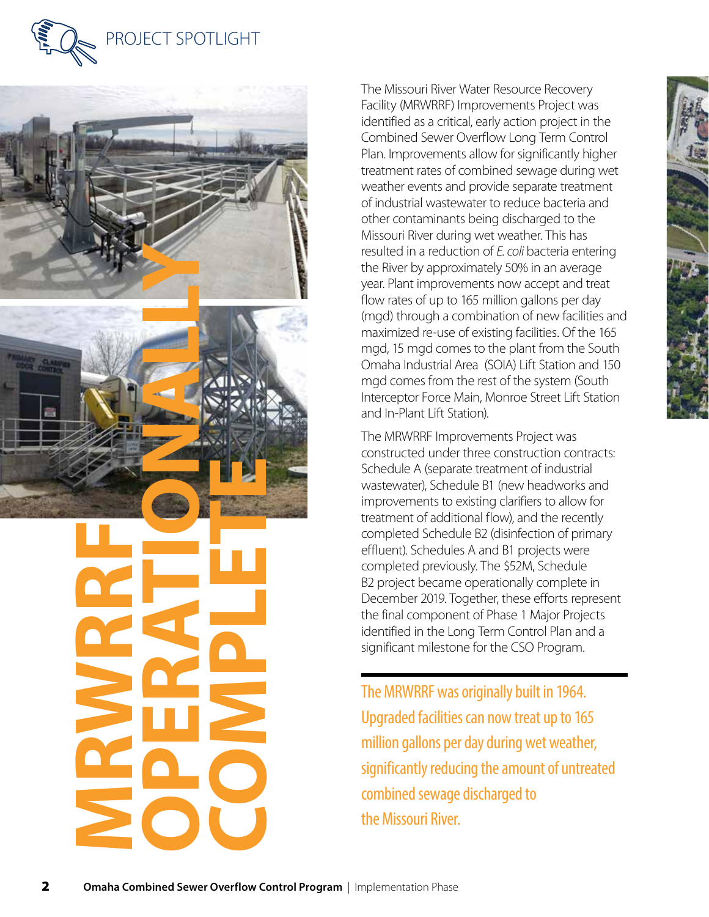PROJECT SPOTLIGHT

# MRWRRF OPERATIONALLY COMPLETE

The Missouri River Water Resource Recovery Facility (MRWRRF) Improvements Project was identified as a critical, early action project in the Combined Sewer Overflow Long Term Control Plan. Improvements allow for significantly higher treatment rates of combined sewage during wet weather events and provide separate treatment of industrial wastewater to reduce bacteria and other contaminants being discharged to the Missouri River during wet weather. This has resulted in a reduction of *E. coli* bacteria entering the River by approximately 50% in an average year. Plant improvements now accept and treat flow rates of up to 165 million gallons per day (mgd) through a combination of new facilities and maximized re-use of existing facilities. Of the 165 mgd, 15 mgd comes to the plant from the South Omaha Industrial Area (SOIA) Lift Station and 150 mgd comes from the rest of the system (South Interceptor Force Main, Monroe Street Lift Station and In-Plant Lift Station).

The MRWRRF Improvements Project was constructed under three construction contracts: Schedule A (separate treatment of industrial wastewater), Schedule B1 (new headworks and improvements to existing clarifiers to allow for treatment of additional flow), and the recently completed Schedule B2 (disinfection of primary effluent). Schedules A and B1 projects were completed previously. The $52M, Schedule B2 project became operationally complete in December 2019. Together, these efforts represent the final component of Phase 1 Major Projects identified in the Long Term Control Plan and a significant milestone for the CSO Program.

The MRWRRF was originally built in 1964. Upgraded facilities can now treat up to 165 million gallons per day during wet weather, significantly reducing the amount of untreated combined sewage discharged to the Missouri River.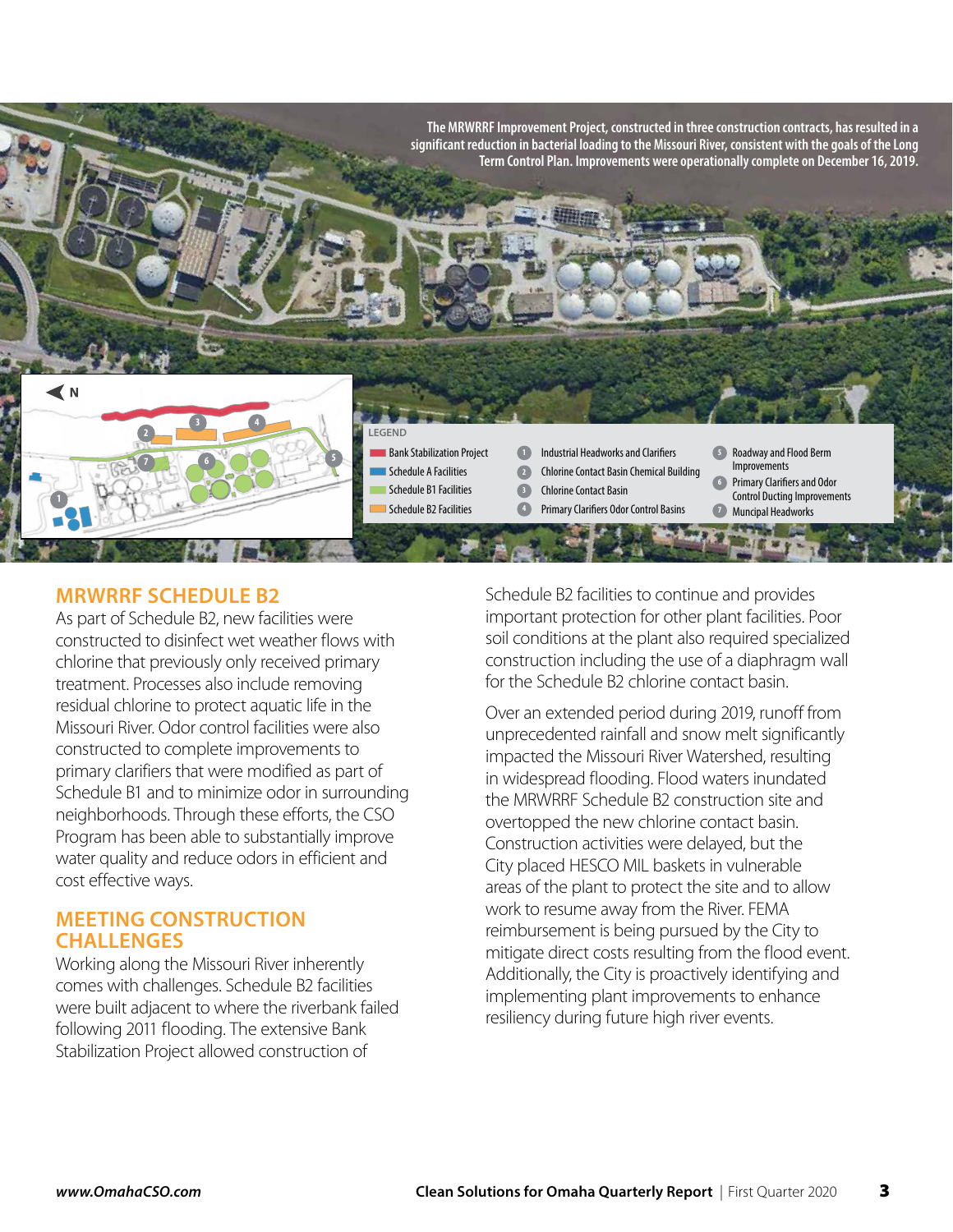The MRWRRF Improvement Project, constructed in three construction contracts, has resulted in a significant reduction in bacterial loading to the Missouri River, consistent with the goals of the Long Term Control Plan. Improvements were operationally complete on December 16, 2019.

N

LEGEND

Bank Stabilization Project

Schedule A Facilities

Schedule B1 Facilities

Schedule B2 Facilities

1 Industrial Headworks and Clarifiers

2 Chlorine Contact Basin Chemical Building

3 Chlorine Contact Basin

4 Primary Clarifiers Odor Control Basins

5 Roadway and Flood Berm Improvements

6 Primary Clarifiers and Odor Control Ducting Improvements

7 Muncipal Headworks

## MRWRRF SCHEDULE B2

As part of Schedule B2, new facilities were constructed to disinfect wet weather flows with chlorine that previously only received primary treatment. Processes also include removing residual chlorine to protect aquatic life in the Missouri River. Odor control facilities were also constructed to complete improvements to primary clarifiers that were modified as part of Schedule B1 and to minimize odor in surrounding neighborhoods. Through these efforts, the CSO Program has been able to substantially improve water quality and reduce odors in efficient and cost effective ways.

## MEETING CONSTRUCTION CHALLENGES

Working along the Missouri River inherently comes with challenges. Schedule B2 facilities were built adjacent to where the riverbank failed following 2011 flooding. The extensive Bank Stabilization Project allowed construction of Schedule B2 facilities to continue and provides important protection for other plant facilities. Poor soil conditions at the plant also required specialized construction including the use of a diaphragm wall for the Schedule B2 chlorine contact basin.

Over an extended period during 2019, runoff from unprecedented rainfall and snow melt significantly impacted the Missouri River Watershed, resulting in widespread flooding. Flood waters inundated the MRWRRF Schedule B2 construction site and overtopped the new chlorine contact basin. Construction activities were delayed, but the City placed HESCO MIL baskets in vulnerable areas of the plant to protect the site and to allow work to resume away from the River. FEMA reimbursement is being pursued by the City to mitigate direct costs resulting from the flood event. Additionally, the City is proactively identifying and implementing plant improvements to enhance resiliency during future high river events.